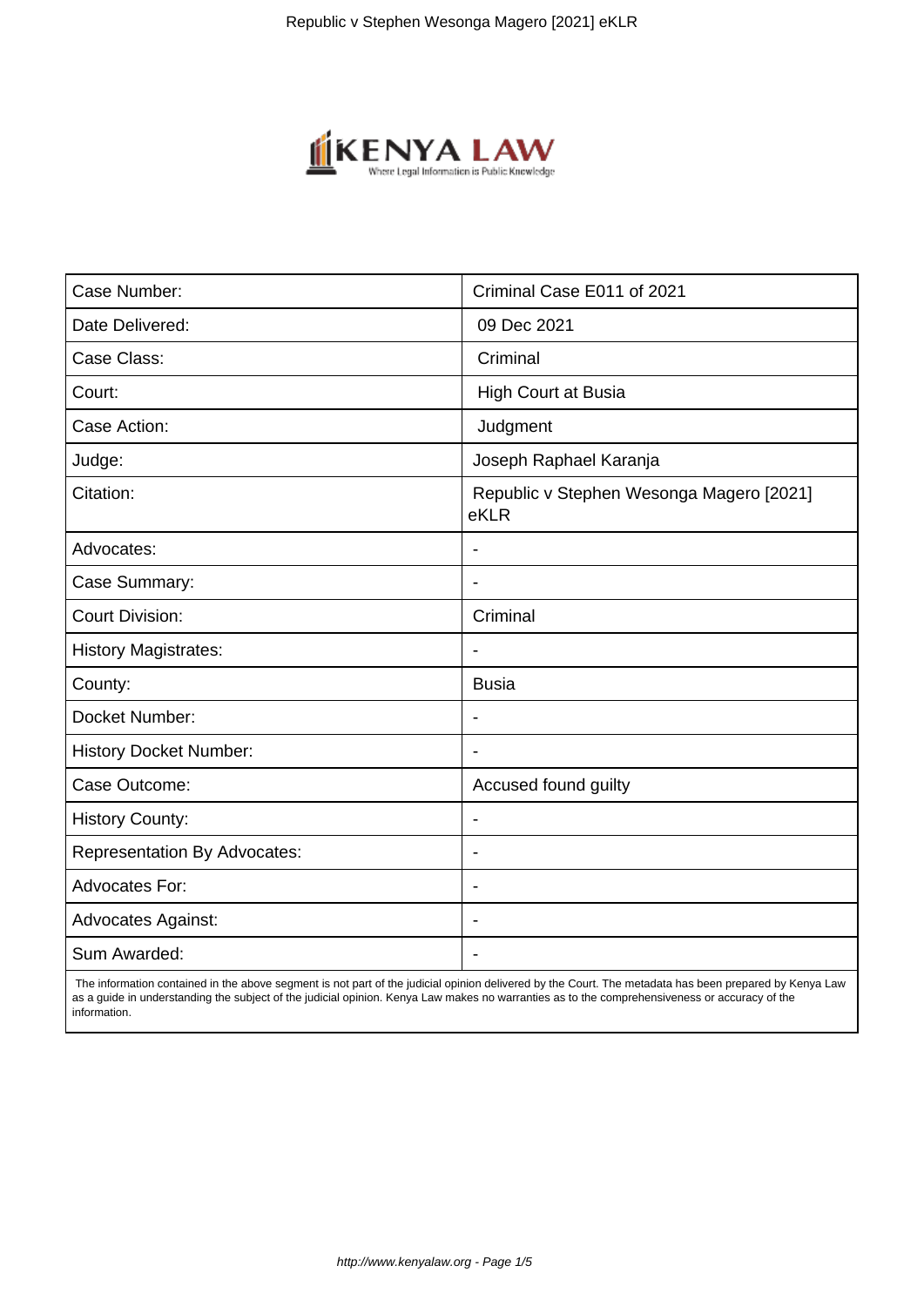| Case Number: | Criminal Case E011 of 2021 |
| --- | --- |
| Date Delivered: | 09 Dec 2021 |
| Case Class: | Criminal |
| Court: | High Court at Busia |
| Case Action: | Judgment |
| Judge: | Joseph Raphael Karanja |
| Citation: | Republic v Stephen Wesonga Magero [2021] eKLR |
| Advocates: | - |
| Case Summary: | - |
| Court Division: | Criminal |
| History Magistrates: | - |
| County: | Busia |
| Docket Number: | - |
| History Docket Number: | - |
| Case Outcome: | Accused found guilty |
| History County: | - |
| Representation By Advocates: | - |
| Advocates For: | - |
| Advocates Against: | - |
| Sum Awarded: | - |

The information contained in the above segment is not part of the judicial opinion delivered by the Court. The metadata has been prepared by Kenya Law as a guide in understanding the subject of the judicial opinion. Kenya Law makes no warranties as to the comprehensiveness or accuracy of the information.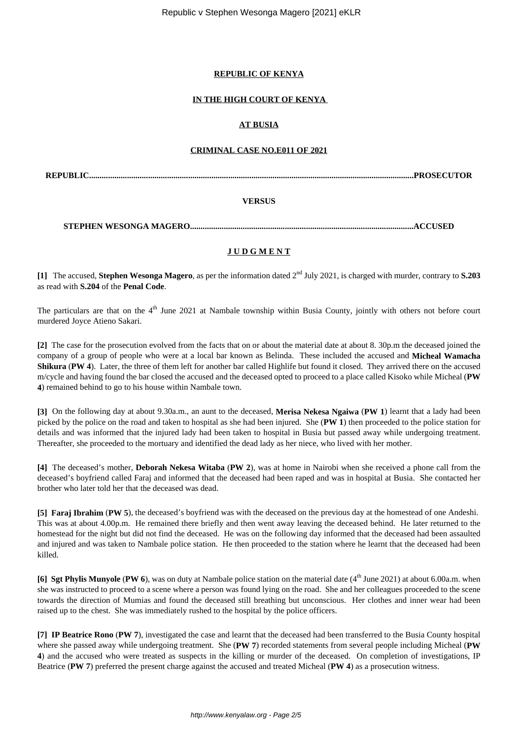**REPUBLIC OF KENYA**

**IN THE HIGH COURT OF KENYA**

**AT BUSIA**

**CRIMINAL CASE NO.E011 OF 2021**

**REPUBLIC.......................................................................................................................................................PROSECUTOR**

**VERSUS**

**STEPHEN WESONGA MAGERO........................................................................................................ACCUSED**

**J U D G M E N T**

**[1]** The accused, **Stephen Wesonga Magero**, as per the information dated 2nd July 2021, is charged with murder, contrary to **S.203** as read with **S.204** of the **Penal Code**.

The particulars are that on the 4th June 2021 at Nambale township within Busia County, jointly with others not before court murdered Joyce Atieno Sakari.

**[2]** The case for the prosecution evolved from the facts that on or about the material date at about 8. 30p.m the deceased joined the company of a group of people who were at a local bar known as Belinda. These included the accused and **Micheal Wamacha Shikura** (**PW 4**). Later, the three of them left for another bar called Highlife but found it closed. They arrived there on the accused m/cycle and having found the bar closed the accused and the deceased opted to proceed to a place called Kisoko while Micheal (**PW 4**) remained behind to go to his house within Nambale town.

**[3]** On the following day at about 9.30a.m., an aunt to the deceased, **Merisa Nekesa Ngaiwa** (**PW 1**) learnt that a lady had been picked by the police on the road and taken to hospital as she had been injured. She (**PW 1**) then proceeded to the police station for details and was informed that the injured lady had been taken to hospital in Busia but passed away while undergoing treatment. Thereafter, she proceeded to the mortuary and identified the dead lady as her niece, who lived with her mother.

**[4]** The deceased's mother, **Deborah Nekesa Witaba** (**PW 2**), was at home in Nairobi when she received a phone call from the deceased's boyfriend called Faraj and informed that the deceased had been raped and was in hospital at Busia. She contacted her brother who later told her that the deceased was dead.

**[5]** **Faraj Ibrahim** (**PW 5**), the deceased's boyfriend was with the deceased on the previous day at the homestead of one Andeshi. This was at about 4.00p.m. He remained there briefly and then went away leaving the deceased behind. He later returned to the homestead for the night but did not find the deceased. He was on the following day informed that the deceased had been assaulted and injured and was taken to Nambale police station. He then proceeded to the station where he learnt that the deceased had been killed.

**[6]** **Sgt Phylis Munyole** (**PW 6**), was on duty at Nambale police station on the material date (4th June 2021) at about 6.00a.m. when she was instructed to proceed to a scene where a person was found lying on the road. She and her colleagues proceeded to the scene towards the direction of Mumias and found the deceased still breathing but unconscious. Her clothes and inner wear had been raised up to the chest. She was immediately rushed to the hospital by the police officers.

**[7]** **IP Beatrice Rono** (**PW 7**), investigated the case and learnt that the deceased had been transferred to the Busia County hospital where she passed away while undergoing treatment. She (**PW 7**) recorded statements from several people including Micheal (**PW 4**) and the accused who were treated as suspects in the killing or murder of the deceased. On completion of investigations, IP Beatrice (**PW 7**) preferred the present charge against the accused and treated Micheal (**PW 4**) as a prosecution witness.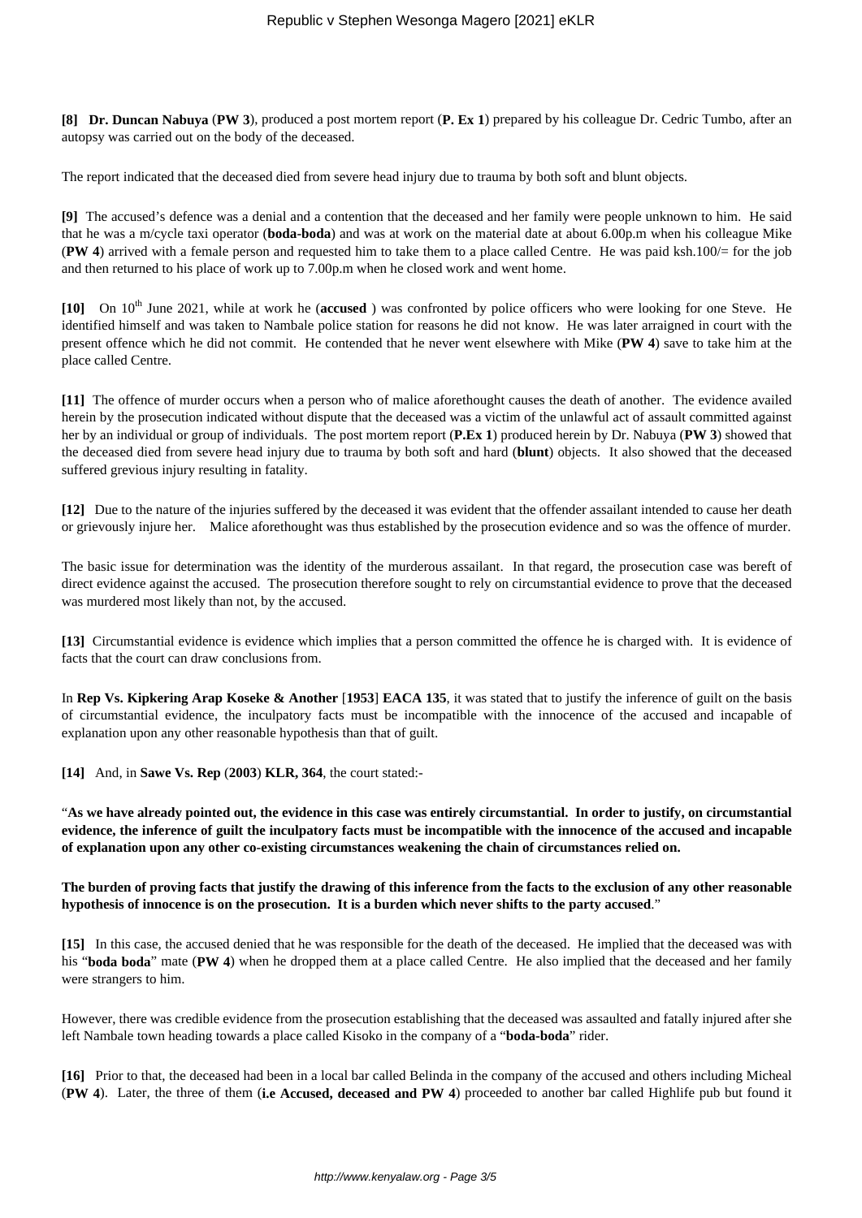**[8] Dr. Duncan Nabuya** (**PW 3**), produced a post mortem report (**P. Ex 1**) prepared by his colleague Dr. Cedric Tumbo, after an autopsy was carried out on the body of the deceased.

The report indicated that the deceased died from severe head injury due to trauma by both soft and blunt objects.

**[9]** The accused's defence was a denial and a contention that the deceased and her family were people unknown to him. He said that he was a m/cycle taxi operator (**boda-boda**) and was at work on the material date at about 6.00p.m when his colleague Mike (**PW 4**) arrived with a female person and requested him to take them to a place called Centre. He was paid ksh.100/= for the job and then returned to his place of work up to 7.00p.m when he closed work and went home.

**[10]** On 10th June 2021, while at work he (**accused** ) was confronted by police officers who were looking for one Steve. He identified himself and was taken to Nambale police station for reasons he did not know. He was later arraigned in court with the present offence which he did not commit. He contended that he never went elsewhere with Mike (**PW 4**) save to take him at the place called Centre.

**[11]** The offence of murder occurs when a person who of malice aforethought causes the death of another. The evidence availed herein by the prosecution indicated without dispute that the deceased was a victim of the unlawful act of assault committed against her by an individual or group of individuals. The post mortem report (**P.Ex 1**) produced herein by Dr. Nabuya (**PW 3**) showed that the deceased died from severe head injury due to trauma by both soft and hard (**blunt**) objects. It also showed that the deceased suffered grevious injury resulting in fatality.

**[12]** Due to the nature of the injuries suffered by the deceased it was evident that the offender assailant intended to cause her death or grievously injure her. Malice aforethought was thus established by the prosecution evidence and so was the offence of murder.

The basic issue for determination was the identity of the murderous assailant. In that regard, the prosecution case was bereft of direct evidence against the accused. The prosecution therefore sought to rely on circumstantial evidence to prove that the deceased was murdered most likely than not, by the accused.

**[13]** Circumstantial evidence is evidence which implies that a person committed the offence he is charged with. It is evidence of facts that the court can draw conclusions from.

In **Rep Vs. Kipkering Arap Koseke & Another** [**1953**] **EACA 135**, it was stated that to justify the inference of guilt on the basis of circumstantial evidence, the inculpatory facts must be incompatible with the innocence of the accused and incapable of explanation upon any other reasonable hypothesis than that of guilt.

**[14]** And, in **Sawe Vs. Rep** (**2003**) **KLR, 364**, the court stated:-

"**As we have already pointed out, the evidence in this case was entirely circumstantial. In order to justify, on circumstantial evidence, the inference of guilt the inculpatory facts must be incompatible with the innocence of the accused and incapable of explanation upon any other co-existing circumstances weakening the chain of circumstances relied on.**

**The burden of proving facts that justify the drawing of this inference from the facts to the exclusion of any other reasonable hypothesis of innocence is on the prosecution. It is a burden which never shifts to the party accused**."

**[15]** In this case, the accused denied that he was responsible for the death of the deceased. He implied that the deceased was with his "**boda boda**" mate (**PW 4**) when he dropped them at a place called Centre. He also implied that the deceased and her family were strangers to him.

However, there was credible evidence from the prosecution establishing that the deceased was assaulted and fatally injured after she left Nambale town heading towards a place called Kisoko in the company of a "**boda-boda**" rider.

**[16]** Prior to that, the deceased had been in a local bar called Belinda in the company of the accused and others including Micheal (**PW 4**). Later, the three of them (**i.e Accused, deceased and PW 4**) proceeded to another bar called Highlife pub but found it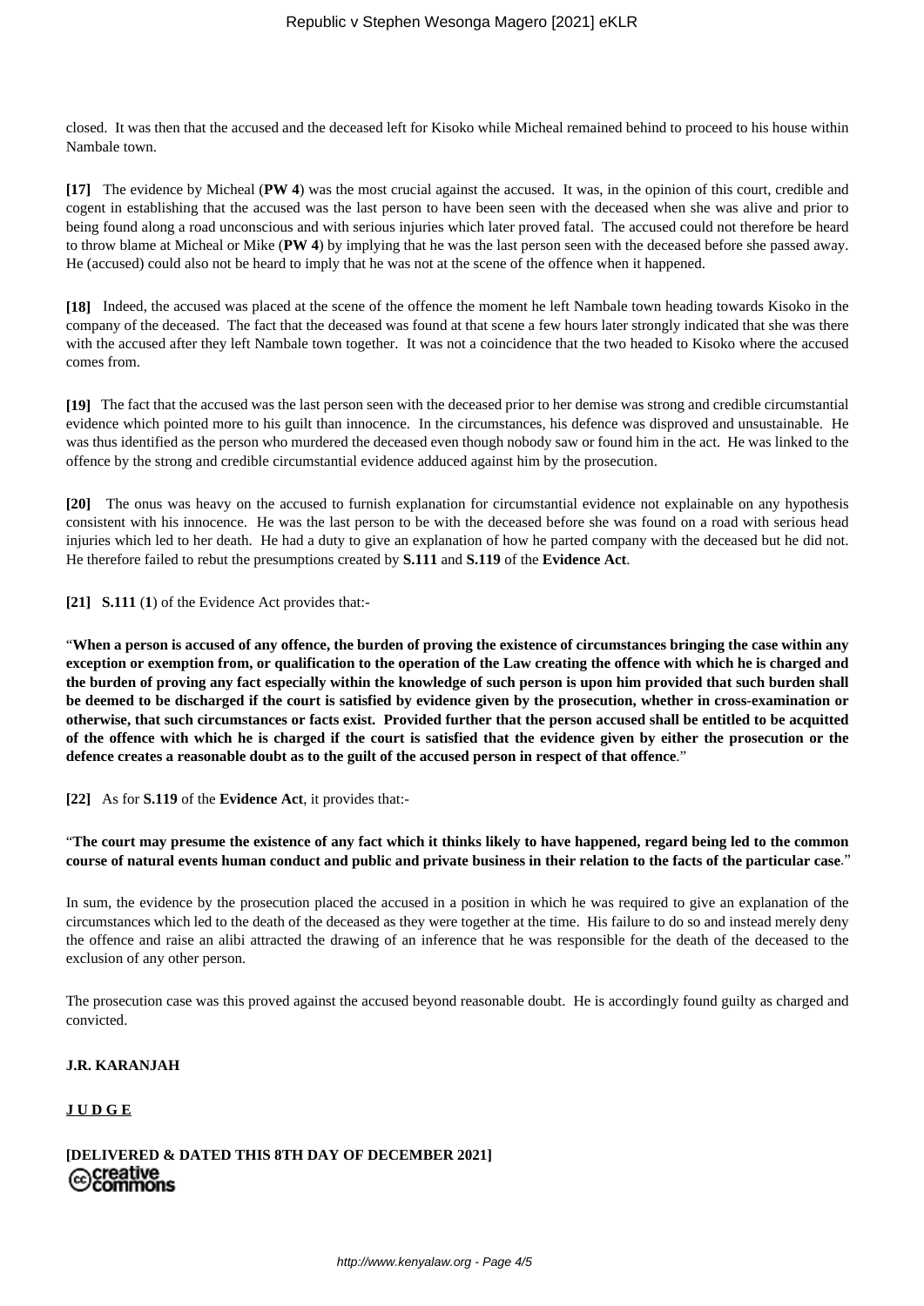closed. It was then that the accused and the deceased left for Kisoko while Micheal remained behind to proceed to his house within Nambale town.

**[17]** The evidence by Micheal (**PW 4**) was the most crucial against the accused. It was, in the opinion of this court, credible and cogent in establishing that the accused was the last person to have been seen with the deceased when she was alive and prior to being found along a road unconscious and with serious injuries which later proved fatal. The accused could not therefore be heard to throw blame at Micheal or Mike (**PW 4**) by implying that he was the last person seen with the deceased before she passed away. He (accused) could also not be heard to imply that he was not at the scene of the offence when it happened.

**[18]** Indeed, the accused was placed at the scene of the offence the moment he left Nambale town heading towards Kisoko in the company of the deceased. The fact that the deceased was found at that scene a few hours later strongly indicated that she was there with the accused after they left Nambale town together. It was not a coincidence that the two headed to Kisoko where the accused comes from.

**[19]** The fact that the accused was the last person seen with the deceased prior to her demise was strong and credible circumstantial evidence which pointed more to his guilt than innocence. In the circumstances, his defence was disproved and unsustainable. He was thus identified as the person who murdered the deceased even though nobody saw or found him in the act. He was linked to the offence by the strong and credible circumstantial evidence adduced against him by the prosecution.

**[20]** The onus was heavy on the accused to furnish explanation for circumstantial evidence not explainable on any hypothesis consistent with his innocence. He was the last person to be with the deceased before she was found on a road with serious head injuries which led to her death. He had a duty to give an explanation of how he parted company with the deceased but he did not. He therefore failed to rebut the presumptions created by **S.111** and **S.119** of the **Evidence Act**.

**[21]** **S.111** (**1**) of the Evidence Act provides that:-

"**When a person is accused of any offence, the burden of proving the existence of circumstances bringing the case within any exception or exemption from, or qualification to the operation of the Law creating the offence with which he is charged and the burden of proving any fact especially within the knowledge of such person is upon him provided that such burden shall be deemed to be discharged if the court is satisfied by evidence given by the prosecution, whether in cross-examination or otherwise, that such circumstances or facts exist. Provided further that the person accused shall be entitled to be acquitted of the offence with which he is charged if the court is satisfied that the evidence given by either the prosecution or the defence creates a reasonable doubt as to the guilt of the accused person in respect of that offence**."

**[22]** As for **S.119** of the **Evidence Act**, it provides that:-

"**The court may presume the existence of any fact which it thinks likely to have happened, regard being led to the common course of natural events human conduct and public and private business in their relation to the facts of the particular case**."

In sum, the evidence by the prosecution placed the accused in a position in which he was required to give an explanation of the circumstances which led to the death of the deceased as they were together at the time. His failure to do so and instead merely deny the offence and raise an alibi attracted the drawing of an inference that he was responsible for the death of the deceased to the exclusion of any other person.

The prosecution case was this proved against the accused beyond reasonable doubt. He is accordingly found guilty as charged and convicted.

**J.R. KARANJAH**

**J U D G E**

**[DELIVERED & DATED THIS 8TH DAY OF DECEMBER 2021]**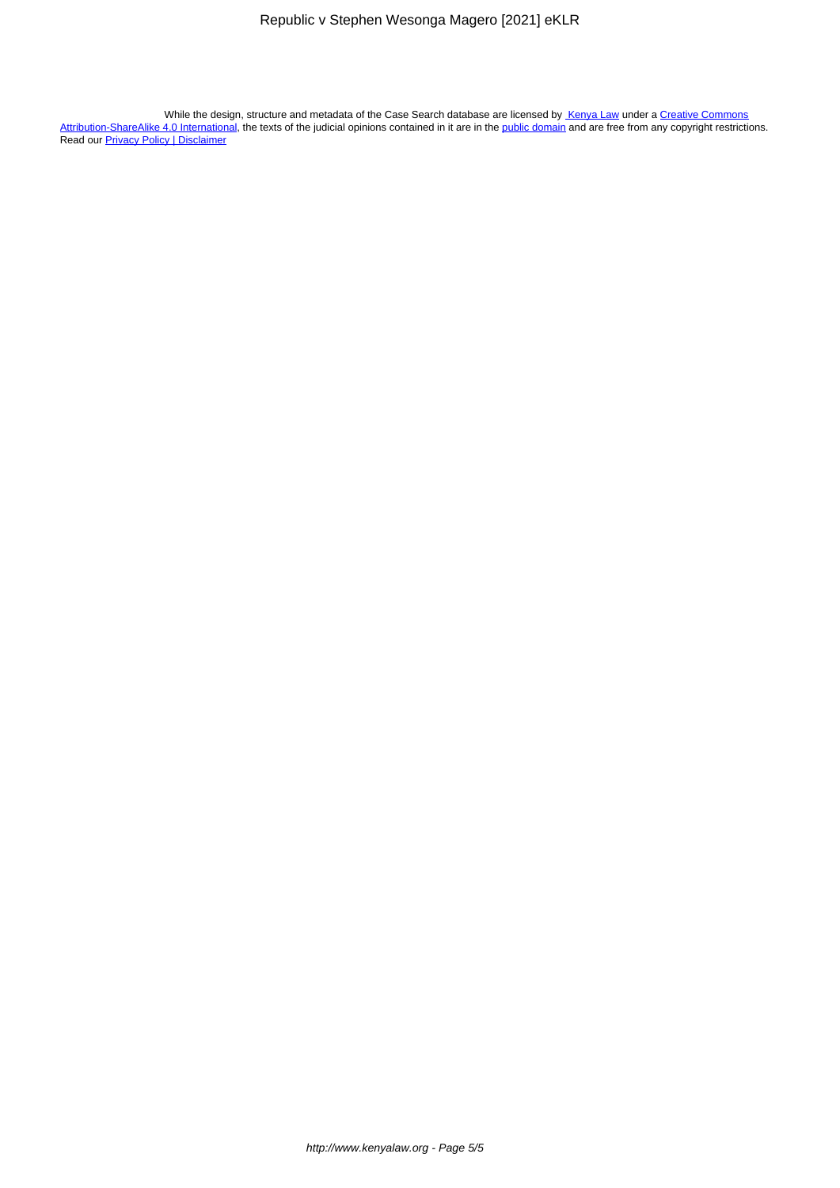While the design, structure and metadata of the Case Search database are licensed by Kenya Law under a Creative Commons Attribution-ShareAlike 4.0 International, the texts of the judicial opinions contained in it are in the public domain and are free from any copyright restrictions. Read our Privacy Policy | Disclaimer